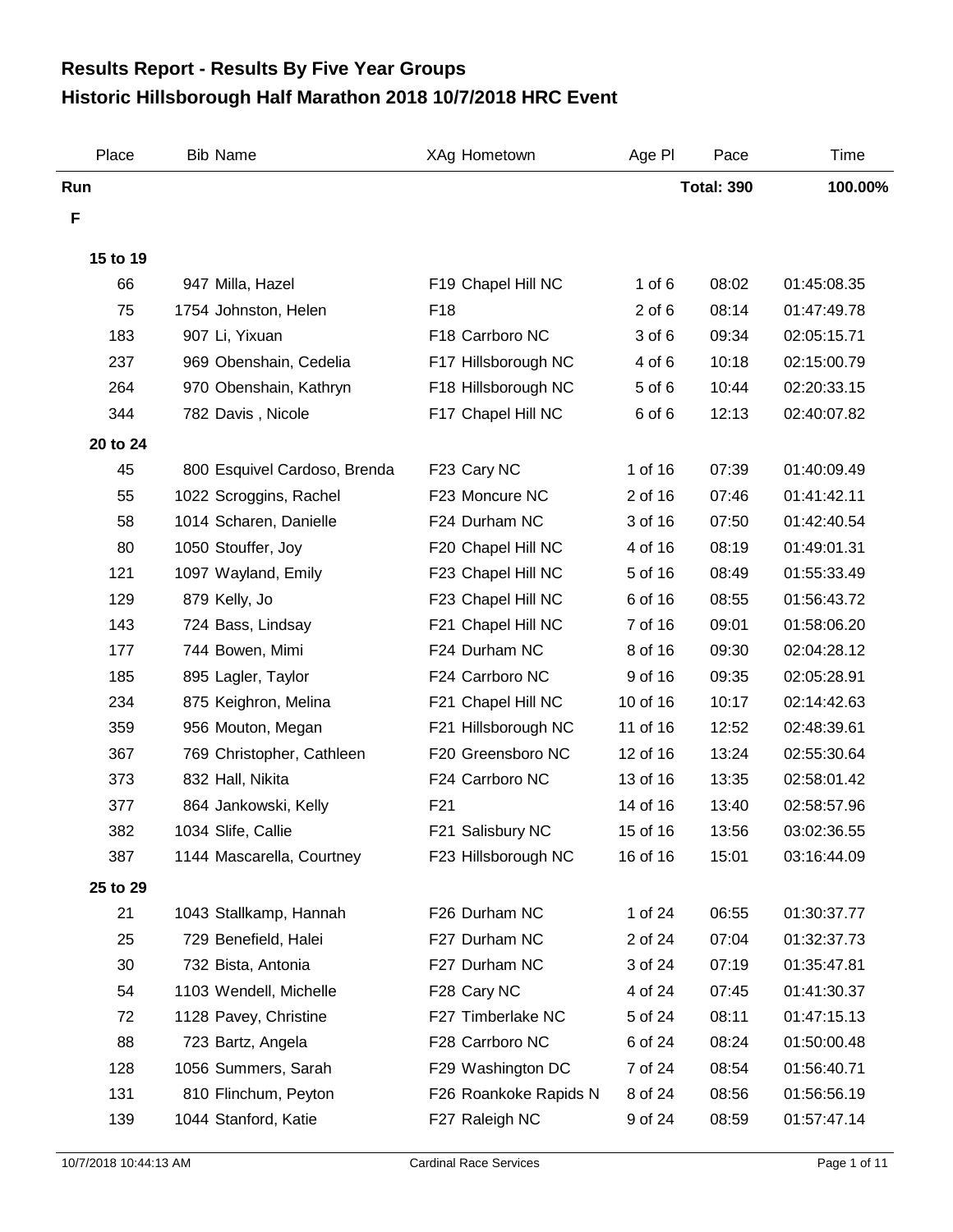# Results Report - Results By Five Year Groups

## Historic Hillsborough Half Marathon 2018 10/7/2018 HRC Event

| Place | Bib | Name | XAg | Hometown | Age Pl | Pace | Time |
|---|---|---|---|---|---|---|---|
| **Run** | | | | | | **Total: 390** | **100.00%** |
| **F** | | | | | | | |
| **15 to 19** | | | | | | | |
| 66 | 947 | Milla, Hazel | F19 | Chapel Hill NC | 1 of 6 | 08:02 | 01:45:08.35 |
| 75 | 1754 | Johnston, Helen | F18 | | 2 of 6 | 08:14 | 01:47:49.78 |
| 183 | 907 | Li, Yixuan | F18 | Carrboro NC | 3 of 6 | 09:34 | 02:05:15.71 |
| 237 | 969 | Obenshain, Cedelia | F17 | Hillsborough NC | 4 of 6 | 10:18 | 02:15:00.79 |
| 264 | 970 | Obenshain, Kathryn | F18 | Hillsborough NC | 5 of 6 | 10:44 | 02:20:33.15 |
| 344 | 782 | Davis , Nicole | F17 | Chapel Hill NC | 6 of 6 | 12:13 | 02:40:07.82 |
| **20 to 24** | | | | | | | |
| 45 | 800 | Esquivel Cardoso, Brenda | F23 | Cary NC | 1 of 16 | 07:39 | 01:40:09.49 |
| 55 | 1022 | Scroggins, Rachel | F23 | Moncure NC | 2 of 16 | 07:46 | 01:41:42.11 |
| 58 | 1014 | Scharen, Danielle | F24 | Durham NC | 3 of 16 | 07:50 | 01:42:40.54 |
| 80 | 1050 | Stouffer, Joy | F20 | Chapel Hill NC | 4 of 16 | 08:19 | 01:49:01.31 |
| 121 | 1097 | Wayland, Emily | F23 | Chapel Hill NC | 5 of 16 | 08:49 | 01:55:33.49 |
| 129 | 879 | Kelly, Jo | F23 | Chapel Hill NC | 6 of 16 | 08:55 | 01:56:43.72 |
| 143 | 724 | Bass, Lindsay | F21 | Chapel Hill NC | 7 of 16 | 09:01 | 01:58:06.20 |
| 177 | 744 | Bowen, Mimi | F24 | Durham NC | 8 of 16 | 09:30 | 02:04:28.12 |
| 185 | 895 | Lagler, Taylor | F24 | Carrboro NC | 9 of 16 | 09:35 | 02:05:28.91 |
| 234 | 875 | Keighron, Melina | F21 | Chapel Hill NC | 10 of 16 | 10:17 | 02:14:42.63 |
| 359 | 956 | Mouton, Megan | F21 | Hillsborough NC | 11 of 16 | 12:52 | 02:48:39.61 |
| 367 | 769 | Christopher, Cathleen | F20 | Greensboro NC | 12 of 16 | 13:24 | 02:55:30.64 |
| 373 | 832 | Hall, Nikita | F24 | Carrboro NC | 13 of 16 | 13:35 | 02:58:01.42 |
| 377 | 864 | Jankowski, Kelly | F21 | | 14 of 16 | 13:40 | 02:58:57.96 |
| 382 | 1034 | Slife, Callie | F21 | Salisbury NC | 15 of 16 | 13:56 | 03:02:36.55 |
| 387 | 1144 | Mascarella, Courtney | F23 | Hillsborough NC | 16 of 16 | 15:01 | 03:16:44.09 |
| **25 to 29** | | | | | | | |
| 21 | 1043 | Stallkamp, Hannah | F26 | Durham NC | 1 of 24 | 06:55 | 01:30:37.77 |
| 25 | 729 | Benefield, Halei | F27 | Durham NC | 2 of 24 | 07:04 | 01:32:37.73 |
| 30 | 732 | Bista, Antonia | F27 | Durham NC | 3 of 24 | 07:19 | 01:35:47.81 |
| 54 | 1103 | Wendell, Michelle | F28 | Cary NC | 4 of 24 | 07:45 | 01:41:30.37 |
| 72 | 1128 | Pavey, Christine | F27 | Timberlake NC | 5 of 24 | 08:11 | 01:47:15.13 |
| 88 | 723 | Bartz, Angela | F28 | Carrboro NC | 6 of 24 | 08:24 | 01:50:00.48 |
| 128 | 1056 | Summers, Sarah | F29 | Washington DC | 7 of 24 | 08:54 | 01:56:40.71 |
| 131 | 810 | Flinchum, Peyton | F26 | Roankoke Rapids N | 8 of 24 | 08:56 | 01:56:56.19 |
| 139 | 1044 | Stanford, Katie | F27 | Raleigh NC | 9 of 24 | 08:59 | 01:57:47.14 |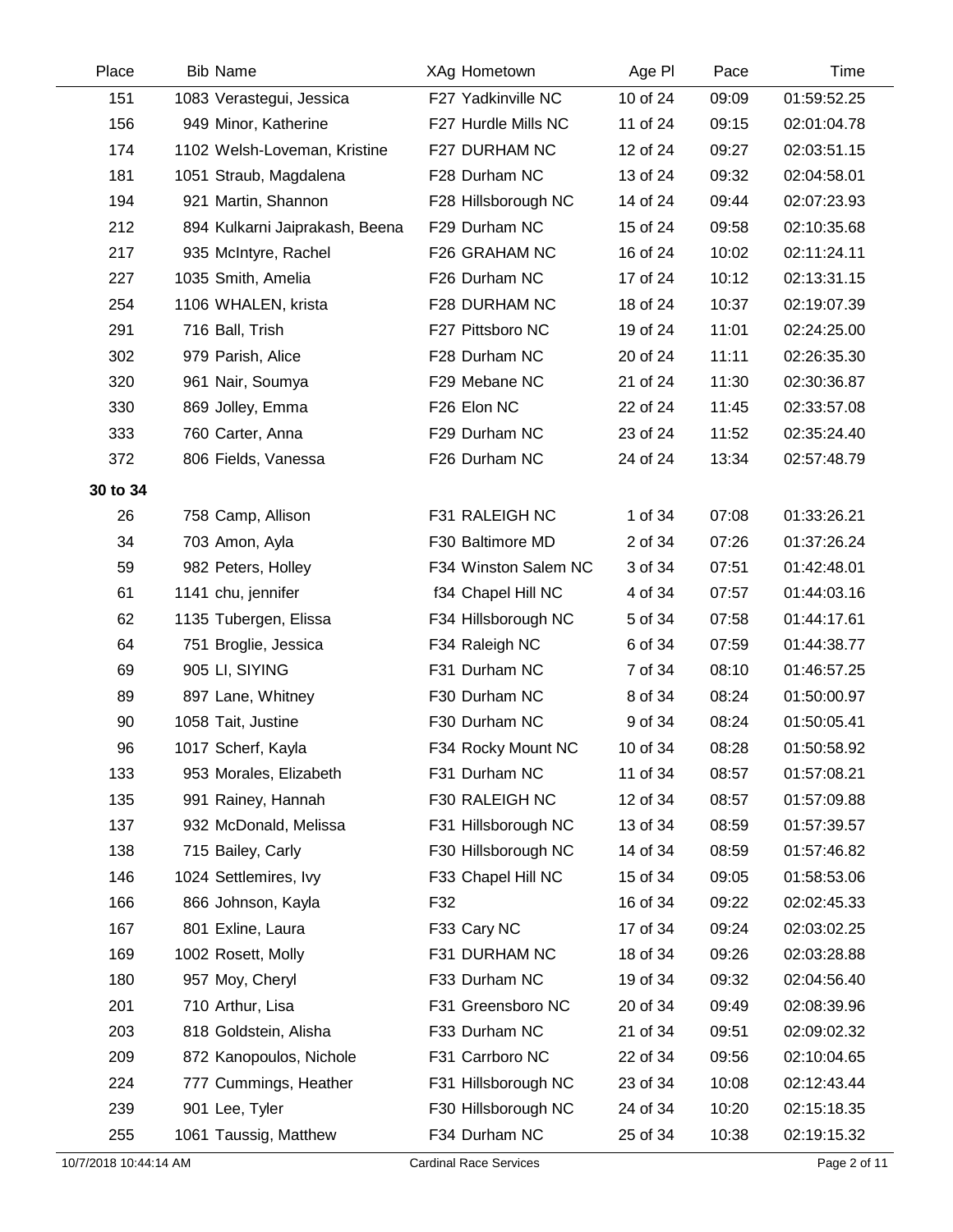| Place | Bib | Name | XAg | Hometown | Age Pl | Pace | Time |
|---|---|---|---|---|---|---|---|
| 151 | 1083 | Verastegui, Jessica | F27 | Yadkinville NC | 10 of 24 | 09:09 | 01:59:52.25 |
| 156 | 949 | Minor, Katherine | F27 | Hurdle Mills NC | 11 of 24 | 09:15 | 02:01:04.78 |
| 174 | 1102 | Welsh-Loveman, Kristine | F27 | DURHAM NC | 12 of 24 | 09:27 | 02:03:51.15 |
| 181 | 1051 | Straub, Magdalena | F28 | Durham NC | 13 of 24 | 09:32 | 02:04:58.01 |
| 194 | 921 | Martin, Shannon | F28 | Hillsborough NC | 14 of 24 | 09:44 | 02:07:23.93 |
| 212 | 894 | Kulkarni Jaiprakash, Beena | F29 | Durham NC | 15 of 24 | 09:58 | 02:10:35.68 |
| 217 | 935 | McIntyre, Rachel | F26 | GRAHAM NC | 16 of 24 | 10:02 | 02:11:24.11 |
| 227 | 1035 | Smith, Amelia | F26 | Durham NC | 17 of 24 | 10:12 | 02:13:31.15 |
| 254 | 1106 | WHALEN, krista | F28 | DURHAM NC | 18 of 24 | 10:37 | 02:19:07.39 |
| 291 | 716 | Ball, Trish | F27 | Pittsboro NC | 19 of 24 | 11:01 | 02:24:25.00 |
| 302 | 979 | Parish, Alice | F28 | Durham NC | 20 of 24 | 11:11 | 02:26:35.30 |
| 320 | 961 | Nair, Soumya | F29 | Mebane NC | 21 of 24 | 11:30 | 02:30:36.87 |
| 330 | 869 | Jolley, Emma | F26 | Elon NC | 22 of 24 | 11:45 | 02:33:57.08 |
| 333 | 760 | Carter, Anna | F29 | Durham NC | 23 of 24 | 11:52 | 02:35:24.40 |
| 372 | 806 | Fields, Vanessa | F26 | Durham NC | 24 of 24 | 13:34 | 02:57:48.79 |
| **30 to 34** | | | | | | | |
| 26 | 758 | Camp, Allison | F31 | RALEIGH NC | 1 of 34 | 07:08 | 01:33:26.21 |
| 34 | 703 | Amon, Ayla | F30 | Baltimore MD | 2 of 34 | 07:26 | 01:37:26.24 |
| 59 | 982 | Peters, Holley | F34 | Winston Salem NC | 3 of 34 | 07:51 | 01:42:48.01 |
| 61 | 1141 | chu, jennifer | f34 | Chapel Hill NC | 4 of 34 | 07:57 | 01:44:03.16 |
| 62 | 1135 | Tubergen, Elissa | F34 | Hillsborough NC | 5 of 34 | 07:58 | 01:44:17.61 |
| 64 | 751 | Broglie, Jessica | F34 | Raleigh NC | 6 of 34 | 07:59 | 01:44:38.77 |
| 69 | 905 | LI, SIYING | F31 | Durham NC | 7 of 34 | 08:10 | 01:46:57.25 |
| 89 | 897 | Lane, Whitney | F30 | Durham NC | 8 of 34 | 08:24 | 01:50:00.97 |
| 90 | 1058 | Tait, Justine | F30 | Durham NC | 9 of 34 | 08:24 | 01:50:05.41 |
| 96 | 1017 | Scherf, Kayla | F34 | Rocky Mount NC | 10 of 34 | 08:28 | 01:50:58.92 |
| 133 | 953 | Morales, Elizabeth | F31 | Durham NC | 11 of 34 | 08:57 | 01:57:08.21 |
| 135 | 991 | Rainey, Hannah | F30 | RALEIGH NC | 12 of 34 | 08:57 | 01:57:09.88 |
| 137 | 932 | McDonald, Melissa | F31 | Hillsborough NC | 13 of 34 | 08:59 | 01:57:39.57 |
| 138 | 715 | Bailey, Carly | F30 | Hillsborough NC | 14 of 34 | 08:59 | 01:57:46.82 |
| 146 | 1024 | Settlemires, Ivy | F33 | Chapel Hill NC | 15 of 34 | 09:05 | 01:58:53.06 |
| 166 | 866 | Johnson, Kayla | F32 | | 16 of 34 | 09:22 | 02:02:45.33 |
| 167 | 801 | Exline, Laura | F33 | Cary NC | 17 of 34 | 09:24 | 02:03:02.25 |
| 169 | 1002 | Rosett, Molly | F31 | DURHAM NC | 18 of 34 | 09:26 | 02:03:28.88 |
| 180 | 957 | Moy, Cheryl | F33 | Durham NC | 19 of 34 | 09:32 | 02:04:56.40 |
| 201 | 710 | Arthur, Lisa | F31 | Greensboro NC | 20 of 34 | 09:49 | 02:08:39.96 |
| 203 | 818 | Goldstein, Alisha | F33 | Durham NC | 21 of 34 | 09:51 | 02:09:02.32 |
| 209 | 872 | Kanopoulos, Nichole | F31 | Carrboro NC | 22 of 34 | 09:56 | 02:10:04.65 |
| 224 | 777 | Cummings, Heather | F31 | Hillsborough NC | 23 of 34 | 10:08 | 02:12:43.44 |
| 239 | 901 | Lee, Tyler | F30 | Hillsborough NC | 24 of 34 | 10:20 | 02:15:18.35 |
| 255 | 1061 | Taussig, Matthew | F34 | Durham NC | 25 of 34 | 10:38 | 02:19:15.32 |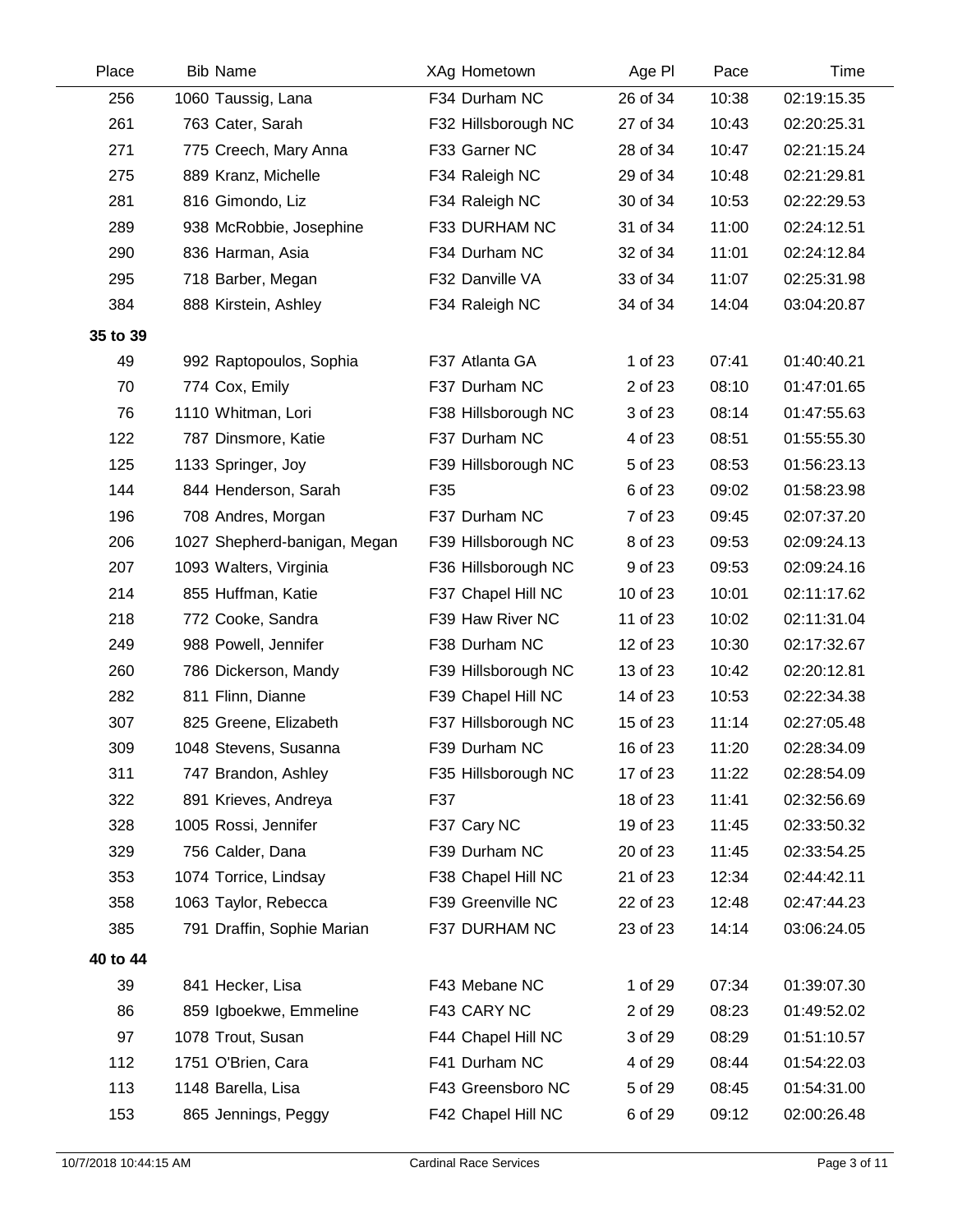| Place | Bib | Name | XAg | Hometown | Age Pl | Pace | Time |
|---|---|---|---|---|---|---|---|
| 256 | 1060 | Taussig, Lana | F34 | Durham NC | 26 of 34 | 10:38 | 02:19:15.35 |
| 261 | 763 | Cater, Sarah | F32 | Hillsborough NC | 27 of 34 | 10:43 | 02:20:25.31 |
| 271 | 775 | Creech, Mary Anna | F33 | Garner NC | 28 of 34 | 10:47 | 02:21:15.24 |
| 275 | 889 | Kranz, Michelle | F34 | Raleigh NC | 29 of 34 | 10:48 | 02:21:29.81 |
| 281 | 816 | Gimondo, Liz | F34 | Raleigh NC | 30 of 34 | 10:53 | 02:22:29.53 |
| 289 | 938 | McRobbie, Josephine | F33 | DURHAM NC | 31 of 34 | 11:00 | 02:24:12.51 |
| 290 | 836 | Harman, Asia | F34 | Durham NC | 32 of 34 | 11:01 | 02:24:12.84 |
| 295 | 718 | Barber, Megan | F32 | Danville VA | 33 of 34 | 11:07 | 02:25:31.98 |
| 384 | 888 | Kirstein, Ashley | F34 | Raleigh NC | 34 of 34 | 14:04 | 03:04:20.87 |
| **35 to 39** | | | | | | | |
| 49 | 992 | Raptopoulos, Sophia | F37 | Atlanta GA | 1 of 23 | 07:41 | 01:40:40.21 |
| 70 | 774 | Cox, Emily | F37 | Durham NC | 2 of 23 | 08:10 | 01:47:01.65 |
| 76 | 1110 | Whitman, Lori | F38 | Hillsborough NC | 3 of 23 | 08:14 | 01:47:55.63 |
| 122 | 787 | Dinsmore, Katie | F37 | Durham NC | 4 of 23 | 08:51 | 01:55:55.30 |
| 125 | 1133 | Springer, Joy | F39 | Hillsborough NC | 5 of 23 | 08:53 | 01:56:23.13 |
| 144 | 844 | Henderson, Sarah | F35 | | 6 of 23 | 09:02 | 01:58:23.98 |
| 196 | 708 | Andres, Morgan | F37 | Durham NC | 7 of 23 | 09:45 | 02:07:37.20 |
| 206 | 1027 | Shepherd-banigan, Megan | F39 | Hillsborough NC | 8 of 23 | 09:53 | 02:09:24.13 |
| 207 | 1093 | Walters, Virginia | F36 | Hillsborough NC | 9 of 23 | 09:53 | 02:09:24.16 |
| 214 | 855 | Huffman, Katie | F37 | Chapel Hill NC | 10 of 23 | 10:01 | 02:11:17.62 |
| 218 | 772 | Cooke, Sandra | F39 | Haw River NC | 11 of 23 | 10:02 | 02:11:31.04 |
| 249 | 988 | Powell, Jennifer | F38 | Durham NC | 12 of 23 | 10:30 | 02:17:32.67 |
| 260 | 786 | Dickerson, Mandy | F39 | Hillsborough NC | 13 of 23 | 10:42 | 02:20:12.81 |
| 282 | 811 | Flinn, Dianne | F39 | Chapel Hill NC | 14 of 23 | 10:53 | 02:22:34.38 |
| 307 | 825 | Greene, Elizabeth | F37 | Hillsborough NC | 15 of 23 | 11:14 | 02:27:05.48 |
| 309 | 1048 | Stevens, Susanna | F39 | Durham NC | 16 of 23 | 11:20 | 02:28:34.09 |
| 311 | 747 | Brandon, Ashley | F35 | Hillsborough NC | 17 of 23 | 11:22 | 02:28:54.09 |
| 322 | 891 | Krieves, Andreya | F37 | | 18 of 23 | 11:41 | 02:32:56.69 |
| 328 | 1005 | Rossi, Jennifer | F37 | Cary NC | 19 of 23 | 11:45 | 02:33:50.32 |
| 329 | 756 | Calder, Dana | F39 | Durham NC | 20 of 23 | 11:45 | 02:33:54.25 |
| 353 | 1074 | Torrice, Lindsay | F38 | Chapel Hill NC | 21 of 23 | 12:34 | 02:44:42.11 |
| 358 | 1063 | Taylor, Rebecca | F39 | Greenville NC | 22 of 23 | 12:48 | 02:47:44.23 |
| 385 | 791 | Draffin, Sophie Marian | F37 | DURHAM NC | 23 of 23 | 14:14 | 03:06:24.05 |
| **40 to 44** | | | | | | | |
| 39 | 841 | Hecker, Lisa | F43 | Mebane NC | 1 of 29 | 07:34 | 01:39:07.30 |
| 86 | 859 | Igboekwe, Emmeline | F43 | CARY NC | 2 of 29 | 08:23 | 01:49:52.02 |
| 97 | 1078 | Trout, Susan | F44 | Chapel Hill NC | 3 of 29 | 08:29 | 01:51:10.57 |
| 112 | 1751 | O'Brien, Cara | F41 | Durham NC | 4 of 29 | 08:44 | 01:54:22.03 |
| 113 | 1148 | Barella, Lisa | F43 | Greensboro NC | 5 of 29 | 08:45 | 01:54:31.00 |
| 153 | 865 | Jennings, Peggy | F42 | Chapel Hill NC | 6 of 29 | 09:12 | 02:00:26.48 |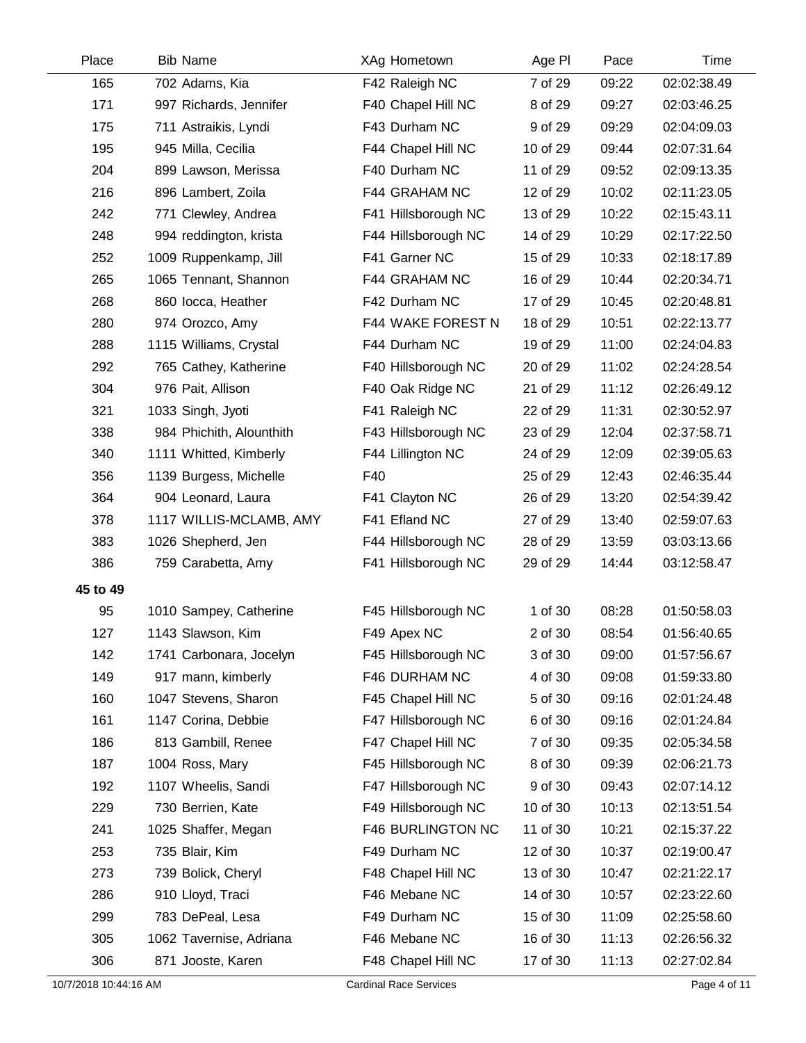| Place | Bib | Name | XAg | Hometown | Age Pl | Pace | Time |
|---|---|---|---|---|---|---|---|
| 165 | 702 | Adams, Kia | F42 | Raleigh NC | 7 of 29 | 09:22 | 02:02:38.49 |
| 171 | 997 | Richards, Jennifer | F40 | Chapel Hill NC | 8 of 29 | 09:27 | 02:03:46.25 |
| 175 | 711 | Astraikis, Lyndi | F43 | Durham NC | 9 of 29 | 09:29 | 02:04:09.03 |
| 195 | 945 | Milla, Cecilia | F44 | Chapel Hill NC | 10 of 29 | 09:44 | 02:07:31.64 |
| 204 | 899 | Lawson, Merissa | F40 | Durham NC | 11 of 29 | 09:52 | 02:09:13.35 |
| 216 | 896 | Lambert, Zoila | F44 | GRAHAM NC | 12 of 29 | 10:02 | 02:11:23.05 |
| 242 | 771 | Clewley, Andrea | F41 | Hillsborough NC | 13 of 29 | 10:22 | 02:15:43.11 |
| 248 | 994 | reddington, krista | F44 | Hillsborough NC | 14 of 29 | 10:29 | 02:17:22.50 |
| 252 | 1009 | Ruppenkamp, Jill | F41 | Garner NC | 15 of 29 | 10:33 | 02:18:17.89 |
| 265 | 1065 | Tennant, Shannon | F44 | GRAHAM NC | 16 of 29 | 10:44 | 02:20:34.71 |
| 268 | 860 | Iocca, Heather | F42 | Durham NC | 17 of 29 | 10:45 | 02:20:48.81 |
| 280 | 974 | Orozco, Amy | F44 | WAKE FOREST N | 18 of 29 | 10:51 | 02:22:13.77 |
| 288 | 1115 | Williams, Crystal | F44 | Durham NC | 19 of 29 | 11:00 | 02:24:04.83 |
| 292 | 765 | Cathey, Katherine | F40 | Hillsborough NC | 20 of 29 | 11:02 | 02:24:28.54 |
| 304 | 976 | Pait, Allison | F40 | Oak Ridge NC | 21 of 29 | 11:12 | 02:26:49.12 |
| 321 | 1033 | Singh, Jyoti | F41 | Raleigh NC | 22 of 29 | 11:31 | 02:30:52.97 |
| 338 | 984 | Phichith, Alounthith | F43 | Hillsborough NC | 23 of 29 | 12:04 | 02:37:58.71 |
| 340 | 1111 | Whitted, Kimberly | F44 | Lillington NC | 24 of 29 | 12:09 | 02:39:05.63 |
| 356 | 1139 | Burgess, Michelle | F40 | | 25 of 29 | 12:43 | 02:46:35.44 |
| 364 | 904 | Leonard, Laura | F41 | Clayton NC | 26 of 29 | 13:20 | 02:54:39.42 |
| 378 | 1117 | WILLIS-MCLAMB, AMY | F41 | Efland NC | 27 of 29 | 13:40 | 02:59:07.63 |
| 383 | 1026 | Shepherd, Jen | F44 | Hillsborough NC | 28 of 29 | 13:59 | 03:03:13.66 |
| 386 | 759 | Carabetta, Amy | F41 | Hillsborough NC | 29 of 29 | 14:44 | 03:12:58.47 |
| **45 to 49** | | | | | | | |
| 95 | 1010 | Sampey, Catherine | F45 | Hillsborough NC | 1 of 30 | 08:28 | 01:50:58.03 |
| 127 | 1143 | Slawson, Kim | F49 | Apex NC | 2 of 30 | 08:54 | 01:56:40.65 |
| 142 | 1741 | Carbonara, Jocelyn | F45 | Hillsborough NC | 3 of 30 | 09:00 | 01:57:56.67 |
| 149 | 917 | mann, kimberly | F46 | DURHAM NC | 4 of 30 | 09:08 | 01:59:33.80 |
| 160 | 1047 | Stevens, Sharon | F45 | Chapel Hill NC | 5 of 30 | 09:16 | 02:01:24.48 |
| 161 | 1147 | Corina, Debbie | F47 | Hillsborough NC | 6 of 30 | 09:16 | 02:01:24.84 |
| 186 | 813 | Gambill, Renee | F47 | Chapel Hill NC | 7 of 30 | 09:35 | 02:05:34.58 |
| 187 | 1004 | Ross, Mary | F45 | Hillsborough NC | 8 of 30 | 09:39 | 02:06:21.73 |
| 192 | 1107 | Wheelis, Sandi | F47 | Hillsborough NC | 9 of 30 | 09:43 | 02:07:14.12 |
| 229 | 730 | Berrien, Kate | F49 | Hillsborough NC | 10 of 30 | 10:13 | 02:13:51.54 |
| 241 | 1025 | Shaffer, Megan | F46 | BURLINGTON NC | 11 of 30 | 10:21 | 02:15:37.22 |
| 253 | 735 | Blair, Kim | F49 | Durham NC | 12 of 30 | 10:37 | 02:19:00.47 |
| 273 | 739 | Bolick, Cheryl | F48 | Chapel Hill NC | 13 of 30 | 10:47 | 02:21:22.17 |
| 286 | 910 | Lloyd, Traci | F46 | Mebane NC | 14 of 30 | 10:57 | 02:23:22.60 |
| 299 | 783 | DePeal, Lesa | F49 | Durham NC | 15 of 30 | 11:09 | 02:25:58.60 |
| 305 | 1062 | Tavernise, Adriana | F46 | Mebane NC | 16 of 30 | 11:13 | 02:26:56.32 |
| 306 | 871 | Jooste, Karen | F48 | Chapel Hill NC | 17 of 30 | 11:13 | 02:27:02.84 |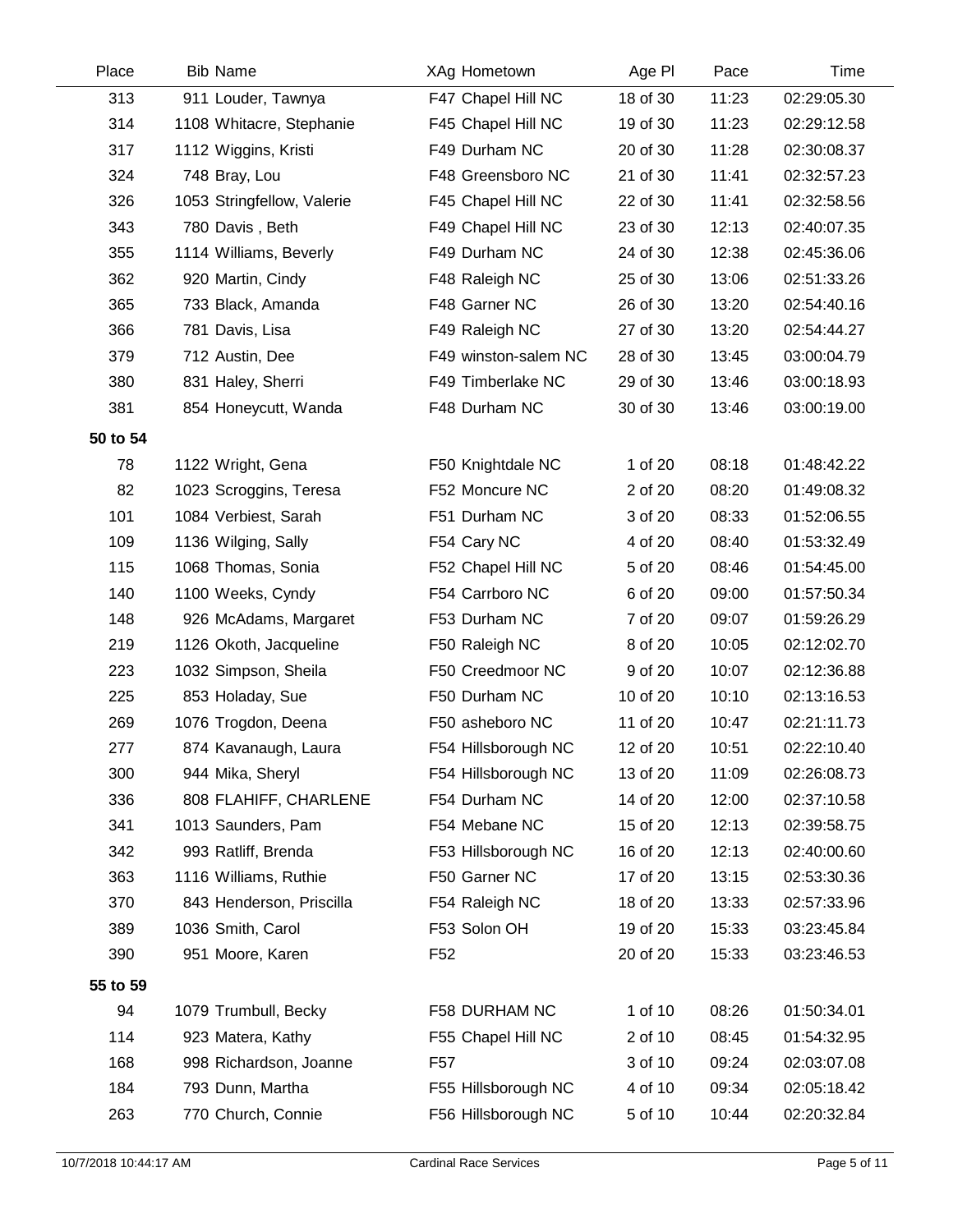| Place | Bib | Name | XAg | Hometown | Age Pl | Pace | Time |
|---|---|---|---|---|---|---|---|
| 313 | 911 | Louder, Tawnya | F47 | Chapel Hill NC | 18 of 30 | 11:23 | 02:29:05.30 |
| 314 | 1108 | Whitacre, Stephanie | F45 | Chapel Hill NC | 19 of 30 | 11:23 | 02:29:12.58 |
| 317 | 1112 | Wiggins, Kristi | F49 | Durham NC | 20 of 30 | 11:28 | 02:30:08.37 |
| 324 | 748 | Bray, Lou | F48 | Greensboro NC | 21 of 30 | 11:41 | 02:32:57.23 |
| 326 | 1053 | Stringfellow, Valerie | F45 | Chapel Hill NC | 22 of 30 | 11:41 | 02:32:58.56 |
| 343 | 780 | Davis , Beth | F49 | Chapel Hill NC | 23 of 30 | 12:13 | 02:40:07.35 |
| 355 | 1114 | Williams, Beverly | F49 | Durham NC | 24 of 30 | 12:38 | 02:45:36.06 |
| 362 | 920 | Martin, Cindy | F48 | Raleigh NC | 25 of 30 | 13:06 | 02:51:33.26 |
| 365 | 733 | Black, Amanda | F48 | Garner NC | 26 of 30 | 13:20 | 02:54:40.16 |
| 366 | 781 | Davis, Lisa | F49 | Raleigh NC | 27 of 30 | 13:20 | 02:54:44.27 |
| 379 | 712 | Austin, Dee | F49 | winston-salem NC | 28 of 30 | 13:45 | 03:00:04.79 |
| 380 | 831 | Haley, Sherri | F49 | Timberlake NC | 29 of 30 | 13:46 | 03:00:18.93 |
| 381 | 854 | Honeycutt, Wanda | F48 | Durham NC | 30 of 30 | 13:46 | 03:00:19.00 |
| **50 to 54** | | | | | | | |
| 78 | 1122 | Wright, Gena | F50 | Knightdale NC | 1 of 20 | 08:18 | 01:48:42.22 |
| 82 | 1023 | Scroggins, Teresa | F52 | Moncure NC | 2 of 20 | 08:20 | 01:49:08.32 |
| 101 | 1084 | Verbiest, Sarah | F51 | Durham NC | 3 of 20 | 08:33 | 01:52:06.55 |
| 109 | 1136 | Wilging, Sally | F54 | Cary NC | 4 of 20 | 08:40 | 01:53:32.49 |
| 115 | 1068 | Thomas, Sonia | F52 | Chapel Hill NC | 5 of 20 | 08:46 | 01:54:45.00 |
| 140 | 1100 | Weeks, Cyndy | F54 | Carrboro NC | 6 of 20 | 09:00 | 01:57:50.34 |
| 148 | 926 | McAdams, Margaret | F53 | Durham NC | 7 of 20 | 09:07 | 01:59:26.29 |
| 219 | 1126 | Okoth, Jacqueline | F50 | Raleigh NC | 8 of 20 | 10:05 | 02:12:02.70 |
| 223 | 1032 | Simpson, Sheila | F50 | Creedmoor NC | 9 of 20 | 10:07 | 02:12:36.88 |
| 225 | 853 | Holaday, Sue | F50 | Durham NC | 10 of 20 | 10:10 | 02:13:16.53 |
| 269 | 1076 | Trogdon, Deena | F50 | asheboro NC | 11 of 20 | 10:47 | 02:21:11.73 |
| 277 | 874 | Kavanaugh, Laura | F54 | Hillsborough NC | 12 of 20 | 10:51 | 02:22:10.40 |
| 300 | 944 | Mika, Sheryl | F54 | Hillsborough NC | 13 of 20 | 11:09 | 02:26:08.73 |
| 336 | 808 | FLAHIFF, CHARLENE | F54 | Durham NC | 14 of 20 | 12:00 | 02:37:10.58 |
| 341 | 1013 | Saunders, Pam | F54 | Mebane NC | 15 of 20 | 12:13 | 02:39:58.75 |
| 342 | 993 | Ratliff, Brenda | F53 | Hillsborough NC | 16 of 20 | 12:13 | 02:40:00.60 |
| 363 | 1116 | Williams, Ruthie | F50 | Garner NC | 17 of 20 | 13:15 | 02:53:30.36 |
| 370 | 843 | Henderson, Priscilla | F54 | Raleigh NC | 18 of 20 | 13:33 | 02:57:33.96 |
| 389 | 1036 | Smith, Carol | F53 | Solon OH | 19 of 20 | 15:33 | 03:23:45.84 |
| 390 | 951 | Moore, Karen | F52 | | 20 of 20 | 15:33 | 03:23:46.53 |
| **55 to 59** | | | | | | | |
| 94 | 1079 | Trumbull, Becky | F58 | DURHAM NC | 1 of 10 | 08:26 | 01:50:34.01 |
| 114 | 923 | Matera, Kathy | F55 | Chapel Hill NC | 2 of 10 | 08:45 | 01:54:32.95 |
| 168 | 998 | Richardson, Joanne | F57 | | 3 of 10 | 09:24 | 02:03:07.08 |
| 184 | 793 | Dunn, Martha | F55 | Hillsborough NC | 4 of 10 | 09:34 | 02:05:18.42 |
| 263 | 770 | Church, Connie | F56 | Hillsborough NC | 5 of 10 | 10:44 | 02:20:32.84 |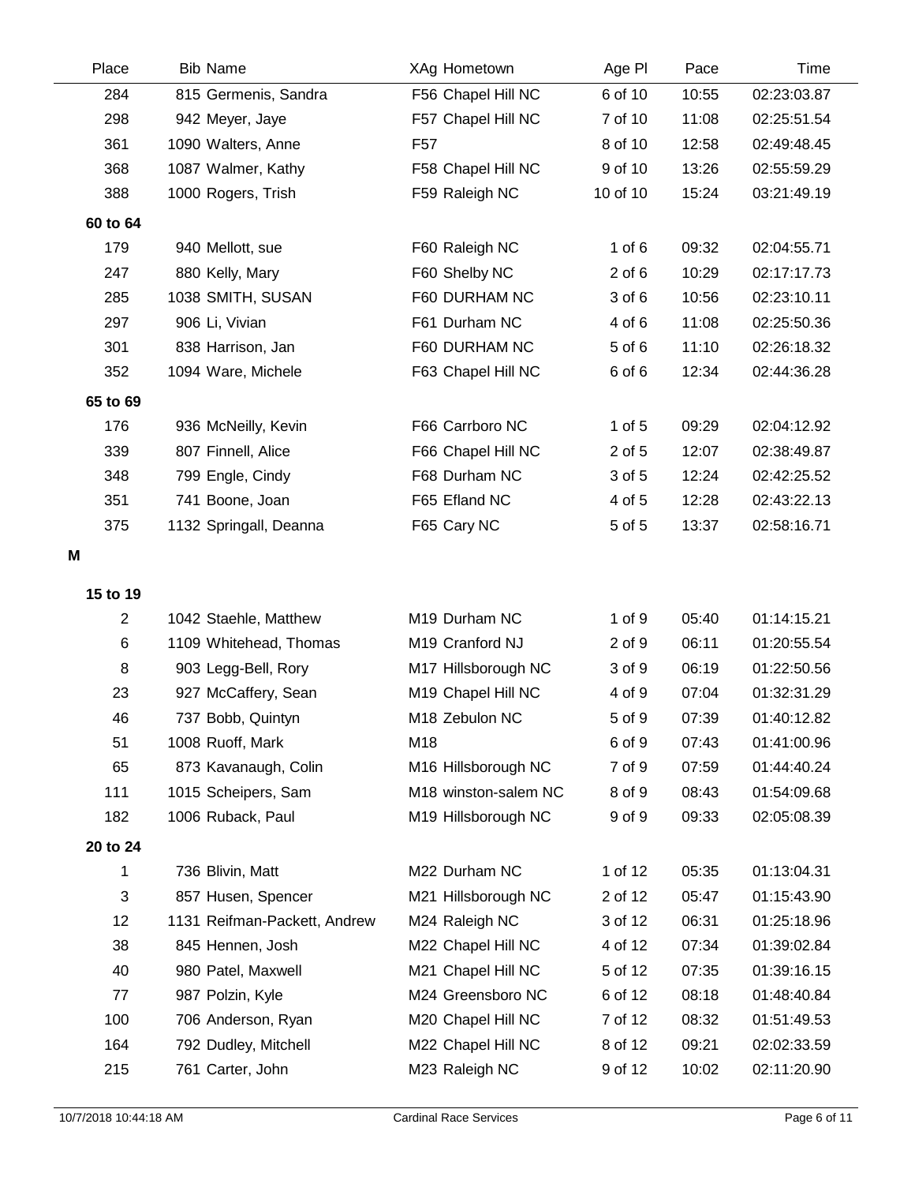| Place | Bib | Name | XAg | Hometown | Age Pl | Pace | Time |
|---|---|---|---|---|---|---|---|
| 284 | 815 | Germenis, Sandra | F56 | Chapel Hill NC | 6 of 10 | 10:55 | 02:23:03.87 |
| 298 | 942 | Meyer, Jaye | F57 | Chapel Hill NC | 7 of 10 | 11:08 | 02:25:51.54 |
| 361 | 1090 | Walters, Anne | F57 | | 8 of 10 | 12:58 | 02:49:48.45 |
| 368 | 1087 | Walmer, Kathy | F58 | Chapel Hill NC | 9 of 10 | 13:26 | 02:55:59.29 |
| 388 | 1000 | Rogers, Trish | F59 | Raleigh NC | 10 of 10 | 15:24 | 03:21:49.19 |
| **60 to 64** | | | | | | | |
| 179 | 940 | Mellott, sue | F60 | Raleigh NC | 1 of 6 | 09:32 | 02:04:55.71 |
| 247 | 880 | Kelly, Mary | F60 | Shelby NC | 2 of 6 | 10:29 | 02:17:17.73 |
| 285 | 1038 | SMITH, SUSAN | F60 | DURHAM NC | 3 of 6 | 10:56 | 02:23:10.11 |
| 297 | 906 | Li, Vivian | F61 | Durham NC | 4 of 6 | 11:08 | 02:25:50.36 |
| 301 | 838 | Harrison, Jan | F60 | DURHAM NC | 5 of 6 | 11:10 | 02:26:18.32 |
| 352 | 1094 | Ware, Michele | F63 | Chapel Hill NC | 6 of 6 | 12:34 | 02:44:36.28 |
| **65 to 69** | | | | | | | |
| 176 | 936 | McNeilly, Kevin | F66 | Carrboro NC | 1 of 5 | 09:29 | 02:04:12.92 |
| 339 | 807 | Finnell, Alice | F66 | Chapel Hill NC | 2 of 5 | 12:07 | 02:38:49.87 |
| 348 | 799 | Engle, Cindy | F68 | Durham NC | 3 of 5 | 12:24 | 02:42:25.52 |
| 351 | 741 | Boone, Joan | F65 | Efland NC | 4 of 5 | 12:28 | 02:43:22.13 |
| 375 | 1132 | Springall, Deanna | F65 | Cary NC | 5 of 5 | 13:37 | 02:58:16.71 |
| **M** | | | | | | | |
| **15 to 19** | | | | | | | |
| 2 | 1042 | Staehle, Matthew | M19 | Durham NC | 1 of 9 | 05:40 | 01:14:15.21 |
| 6 | 1109 | Whitehead, Thomas | M19 | Cranford NJ | 2 of 9 | 06:11 | 01:20:55.54 |
| 8 | 903 | Legg-Bell, Rory | M17 | Hillsborough NC | 3 of 9 | 06:19 | 01:22:50.56 |
| 23 | 927 | McCaffery, Sean | M19 | Chapel Hill NC | 4 of 9 | 07:04 | 01:32:31.29 |
| 46 | 737 | Bobb, Quintyn | M18 | Zebulon NC | 5 of 9 | 07:39 | 01:40:12.82 |
| 51 | 1008 | Ruoff, Mark | M18 | | 6 of 9 | 07:43 | 01:41:00.96 |
| 65 | 873 | Kavanaugh, Colin | M16 | Hillsborough NC | 7 of 9 | 07:59 | 01:44:40.24 |
| 111 | 1015 | Scheipers, Sam | M18 | winston-salem NC | 8 of 9 | 08:43 | 01:54:09.68 |
| 182 | 1006 | Ruback, Paul | M19 | Hillsborough NC | 9 of 9 | 09:33 | 02:05:08.39 |
| **20 to 24** | | | | | | | |
| 1 | 736 | Blivin, Matt | M22 | Durham NC | 1 of 12 | 05:35 | 01:13:04.31 |
| 3 | 857 | Husen, Spencer | M21 | Hillsborough NC | 2 of 12 | 05:47 | 01:15:43.90 |
| 12 | 1131 | Reifman-Packett, Andrew | M24 | Raleigh NC | 3 of 12 | 06:31 | 01:25:18.96 |
| 38 | 845 | Hennen, Josh | M22 | Chapel Hill NC | 4 of 12 | 07:34 | 01:39:02.84 |
| 40 | 980 | Patel, Maxwell | M21 | Chapel Hill NC | 5 of 12 | 07:35 | 01:39:16.15 |
| 77 | 987 | Polzin, Kyle | M24 | Greensboro NC | 6 of 12 | 08:18 | 01:48:40.84 |
| 100 | 706 | Anderson, Ryan | M20 | Chapel Hill NC | 7 of 12 | 08:32 | 01:51:49.53 |
| 164 | 792 | Dudley, Mitchell | M22 | Chapel Hill NC | 8 of 12 | 09:21 | 02:02:33.59 |
| 215 | 761 | Carter, John | M23 | Raleigh NC | 9 of 12 | 10:02 | 02:11:20.90 |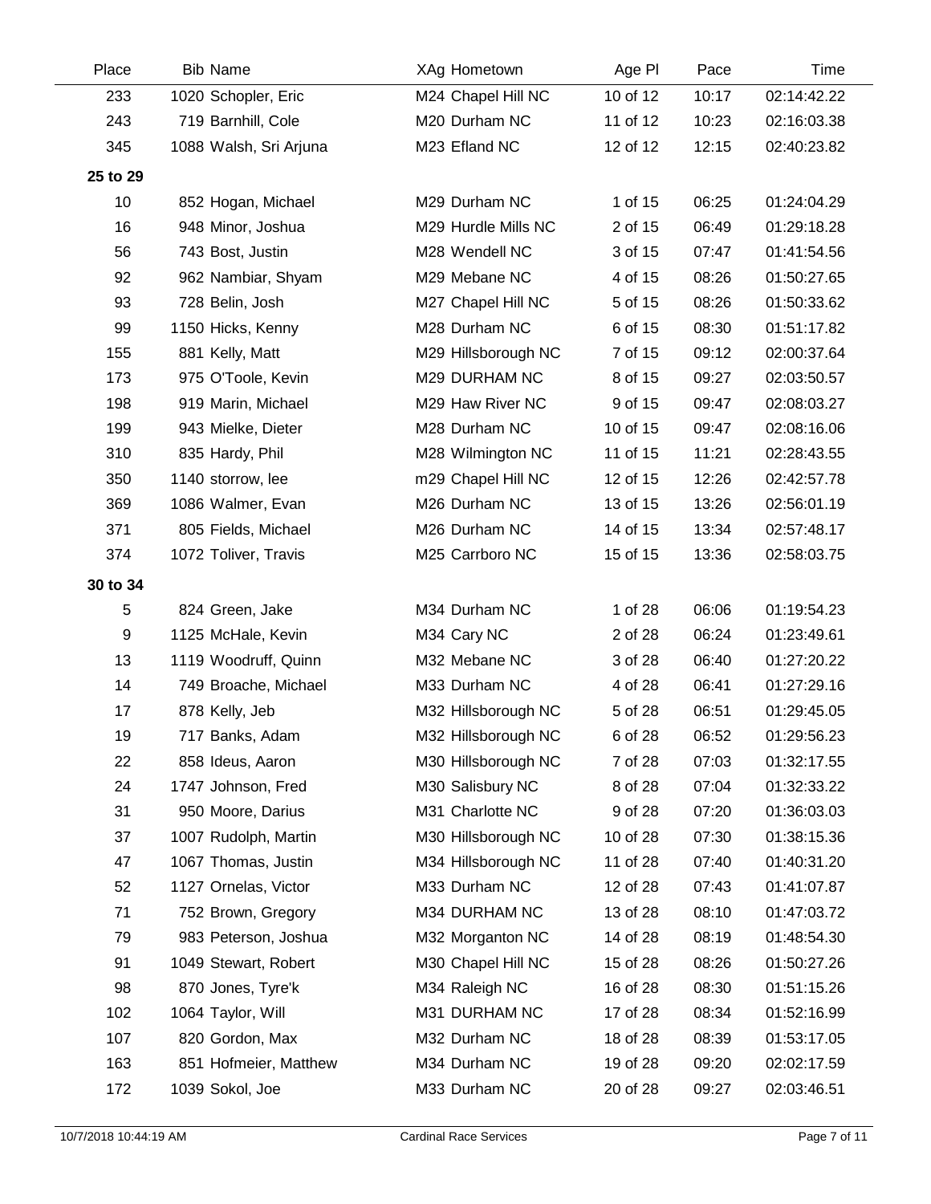| Place | Bib | Name | XAg | Hometown | Age Pl | Pace | Time |
|---|---|---|---|---|---|---|---|
| 233 | 1020 | Schopler, Eric | M24 | Chapel Hill NC | 10 of 12 | 10:17 | 02:14:42.22 |
| 243 | 719 | Barnhill, Cole | M20 | Durham NC | 11 of 12 | 10:23 | 02:16:03.38 |
| 345 | 1088 | Walsh, Sri Arjuna | M23 | Efland NC | 12 of 12 | 12:15 | 02:40:23.82 |
| **25 to 29** | | | | | | | |
| 10 | 852 | Hogan, Michael | M29 | Durham NC | 1 of 15 | 06:25 | 01:24:04.29 |
| 16 | 948 | Minor, Joshua | M29 | Hurdle Mills NC | 2 of 15 | 06:49 | 01:29:18.28 |
| 56 | 743 | Bost, Justin | M28 | Wendell NC | 3 of 15 | 07:47 | 01:41:54.56 |
| 92 | 962 | Nambiar, Shyam | M29 | Mebane NC | 4 of 15 | 08:26 | 01:50:27.65 |
| 93 | 728 | Belin, Josh | M27 | Chapel Hill NC | 5 of 15 | 08:26 | 01:50:33.62 |
| 99 | 1150 | Hicks, Kenny | M28 | Durham NC | 6 of 15 | 08:30 | 01:51:17.82 |
| 155 | 881 | Kelly, Matt | M29 | Hillsborough NC | 7 of 15 | 09:12 | 02:00:37.64 |
| 173 | 975 | O'Toole, Kevin | M29 | DURHAM NC | 8 of 15 | 09:27 | 02:03:50.57 |
| 198 | 919 | Marin, Michael | M29 | Haw River NC | 9 of 15 | 09:47 | 02:08:03.27 |
| 199 | 943 | Mielke, Dieter | M28 | Durham NC | 10 of 15 | 09:47 | 02:08:16.06 |
| 310 | 835 | Hardy, Phil | M28 | Wilmington NC | 11 of 15 | 11:21 | 02:28:43.55 |
| 350 | 1140 | storrow, lee | m29 | Chapel Hill NC | 12 of 15 | 12:26 | 02:42:57.78 |
| 369 | 1086 | Walmer, Evan | M26 | Durham NC | 13 of 15 | 13:26 | 02:56:01.19 |
| 371 | 805 | Fields, Michael | M26 | Durham NC | 14 of 15 | 13:34 | 02:57:48.17 |
| 374 | 1072 | Toliver, Travis | M25 | Carrboro NC | 15 of 15 | 13:36 | 02:58:03.75 |
| **30 to 34** | | | | | | | |
| 5 | 824 | Green, Jake | M34 | Durham NC | 1 of 28 | 06:06 | 01:19:54.23 |
| 9 | 1125 | McHale, Kevin | M34 | Cary NC | 2 of 28 | 06:24 | 01:23:49.61 |
| 13 | 1119 | Woodruff, Quinn | M32 | Mebane NC | 3 of 28 | 06:40 | 01:27:20.22 |
| 14 | 749 | Broache, Michael | M33 | Durham NC | 4 of 28 | 06:41 | 01:27:29.16 |
| 17 | 878 | Kelly, Jeb | M32 | Hillsborough NC | 5 of 28 | 06:51 | 01:29:45.05 |
| 19 | 717 | Banks, Adam | M32 | Hillsborough NC | 6 of 28 | 06:52 | 01:29:56.23 |
| 22 | 858 | Ideus, Aaron | M30 | Hillsborough NC | 7 of 28 | 07:03 | 01:32:17.55 |
| 24 | 1747 | Johnson, Fred | M30 | Salisbury NC | 8 of 28 | 07:04 | 01:32:33.22 |
| 31 | 950 | Moore, Darius | M31 | Charlotte NC | 9 of 28 | 07:20 | 01:36:03.03 |
| 37 | 1007 | Rudolph, Martin | M30 | Hillsborough NC | 10 of 28 | 07:30 | 01:38:15.36 |
| 47 | 1067 | Thomas, Justin | M34 | Hillsborough NC | 11 of 28 | 07:40 | 01:40:31.20 |
| 52 | 1127 | Ornelas, Victor | M33 | Durham NC | 12 of 28 | 07:43 | 01:41:07.87 |
| 71 | 752 | Brown, Gregory | M34 | DURHAM NC | 13 of 28 | 08:10 | 01:47:03.72 |
| 79 | 983 | Peterson, Joshua | M32 | Morganton NC | 14 of 28 | 08:19 | 01:48:54.30 |
| 91 | 1049 | Stewart, Robert | M30 | Chapel Hill NC | 15 of 28 | 08:26 | 01:50:27.26 |
| 98 | 870 | Jones, Tyre'k | M34 | Raleigh NC | 16 of 28 | 08:30 | 01:51:15.26 |
| 102 | 1064 | Taylor, Will | M31 | DURHAM NC | 17 of 28 | 08:34 | 01:52:16.99 |
| 107 | 820 | Gordon, Max | M32 | Durham NC | 18 of 28 | 08:39 | 01:53:17.05 |
| 163 | 851 | Hofmeier, Matthew | M34 | Durham NC | 19 of 28 | 09:20 | 02:02:17.59 |
| 172 | 1039 | Sokol, Joe | M33 | Durham NC | 20 of 28 | 09:27 | 02:03:46.51 |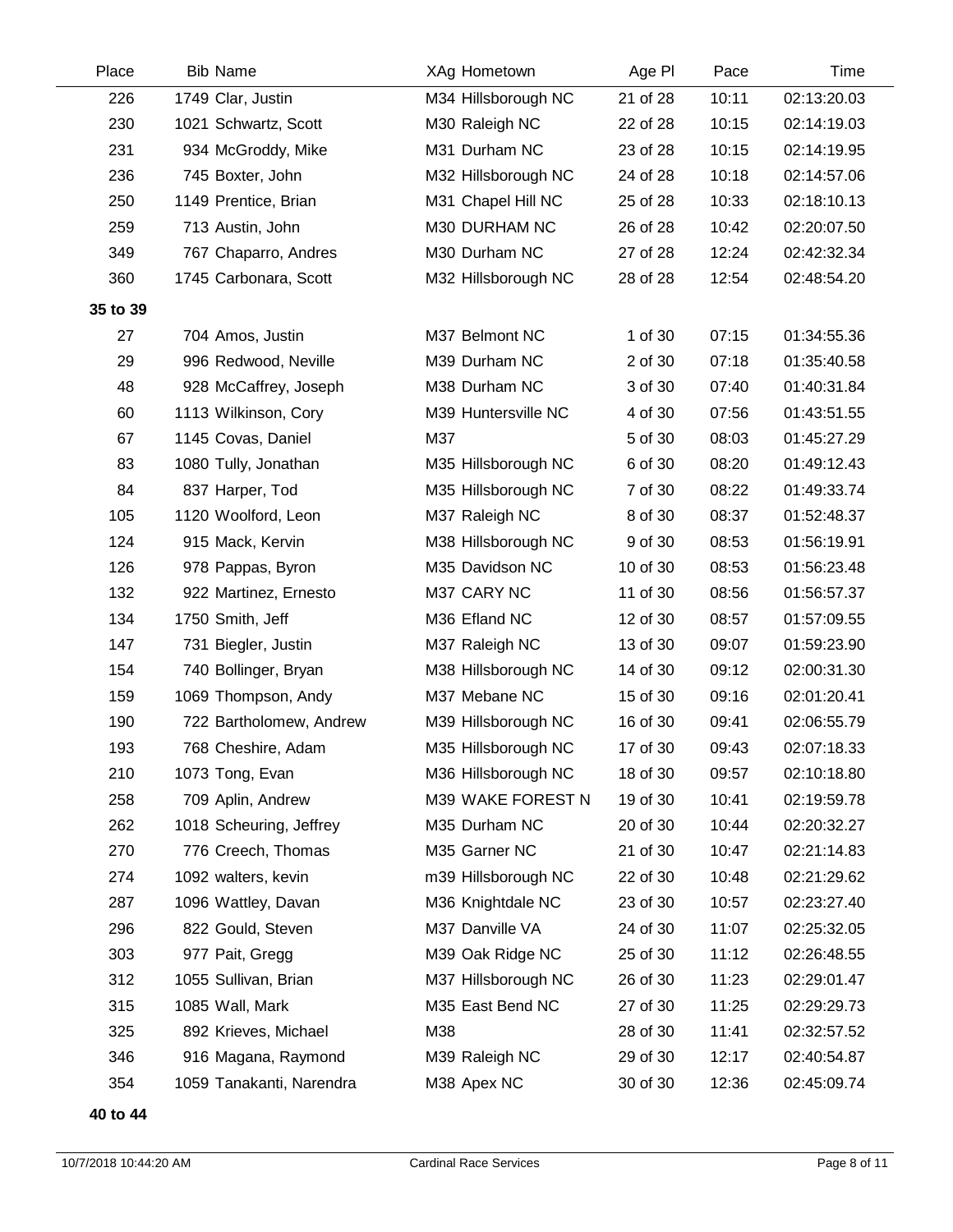| Place | Bib | Name | XAg | Hometown | Age Pl | Pace | Time |
|---|---|---|---|---|---|---|---|
| 226 | 1749 | Clar, Justin | M34 | Hillsborough NC | 21 of 28 | 10:11 | 02:13:20.03 |
| 230 | 1021 | Schwartz, Scott | M30 | Raleigh NC | 22 of 28 | 10:15 | 02:14:19.03 |
| 231 | 934 | McGroddy, Mike | M31 | Durham NC | 23 of 28 | 10:15 | 02:14:19.95 |
| 236 | 745 | Boxter, John | M32 | Hillsborough NC | 24 of 28 | 10:18 | 02:14:57.06 |
| 250 | 1149 | Prentice, Brian | M31 | Chapel Hill NC | 25 of 28 | 10:33 | 02:18:10.13 |
| 259 | 713 | Austin, John | M30 | DURHAM NC | 26 of 28 | 10:42 | 02:20:07.50 |
| 349 | 767 | Chaparro, Andres | M30 | Durham NC | 27 of 28 | 12:24 | 02:42:32.34 |
| 360 | 1745 | Carbonara, Scott | M32 | Hillsborough NC | 28 of 28 | 12:54 | 02:48:54.20 |
| **35 to 39** | | | | | | | |
| 27 | 704 | Amos, Justin | M37 | Belmont NC | 1 of 30 | 07:15 | 01:34:55.36 |
| 29 | 996 | Redwood, Neville | M39 | Durham NC | 2 of 30 | 07:18 | 01:35:40.58 |
| 48 | 928 | McCaffrey, Joseph | M38 | Durham NC | 3 of 30 | 07:40 | 01:40:31.84 |
| 60 | 1113 | Wilkinson, Cory | M39 | Huntersville NC | 4 of 30 | 07:56 | 01:43:51.55 |
| 67 | 1145 | Covas, Daniel | M37 | | 5 of 30 | 08:03 | 01:45:27.29 |
| 83 | 1080 | Tully, Jonathan | M35 | Hillsborough NC | 6 of 30 | 08:20 | 01:49:12.43 |
| 84 | 837 | Harper, Tod | M35 | Hillsborough NC | 7 of 30 | 08:22 | 01:49:33.74 |
| 105 | 1120 | Woolford, Leon | M37 | Raleigh NC | 8 of 30 | 08:37 | 01:52:48.37 |
| 124 | 915 | Mack, Kervin | M38 | Hillsborough NC | 9 of 30 | 08:53 | 01:56:19.91 |
| 126 | 978 | Pappas, Byron | M35 | Davidson NC | 10 of 30 | 08:53 | 01:56:23.48 |
| 132 | 922 | Martinez, Ernesto | M37 | CARY NC | 11 of 30 | 08:56 | 01:56:57.37 |
| 134 | 1750 | Smith, Jeff | M36 | Efland NC | 12 of 30 | 08:57 | 01:57:09.55 |
| 147 | 731 | Biegler, Justin | M37 | Raleigh NC | 13 of 30 | 09:07 | 01:59:23.90 |
| 154 | 740 | Bollinger, Bryan | M38 | Hillsborough NC | 14 of 30 | 09:12 | 02:00:31.30 |
| 159 | 1069 | Thompson, Andy | M37 | Mebane NC | 15 of 30 | 09:16 | 02:01:20.41 |
| 190 | 722 | Bartholomew, Andrew | M39 | Hillsborough NC | 16 of 30 | 09:41 | 02:06:55.79 |
| 193 | 768 | Cheshire, Adam | M35 | Hillsborough NC | 17 of 30 | 09:43 | 02:07:18.33 |
| 210 | 1073 | Tong, Evan | M36 | Hillsborough NC | 18 of 30 | 09:57 | 02:10:18.80 |
| 258 | 709 | Aplin, Andrew | M39 | WAKE FOREST N | 19 of 30 | 10:41 | 02:19:59.78 |
| 262 | 1018 | Scheuring, Jeffrey | M35 | Durham NC | 20 of 30 | 10:44 | 02:20:32.27 |
| 270 | 776 | Creech, Thomas | M35 | Garner NC | 21 of 30 | 10:47 | 02:21:14.83 |
| 274 | 1092 | walters, kevin | m39 | Hillsborough NC | 22 of 30 | 10:48 | 02:21:29.62 |
| 287 | 1096 | Wattley, Davan | M36 | Knightdale NC | 23 of 30 | 10:57 | 02:23:27.40 |
| 296 | 822 | Gould, Steven | M37 | Danville VA | 24 of 30 | 11:07 | 02:25:32.05 |
| 303 | 977 | Pait, Gregg | M39 | Oak Ridge NC | 25 of 30 | 11:12 | 02:26:48.55 |
| 312 | 1055 | Sullivan, Brian | M37 | Hillsborough NC | 26 of 30 | 11:23 | 02:29:01.47 |
| 315 | 1085 | Wall, Mark | M35 | East Bend NC | 27 of 30 | 11:25 | 02:29:29.73 |
| 325 | 892 | Krieves, Michael | M38 | | 28 of 30 | 11:41 | 02:32:57.52 |
| 346 | 916 | Magana, Raymond | M39 | Raleigh NC | 29 of 30 | 12:17 | 02:40:54.87 |
| 354 | 1059 | Tanakanti, Narendra | M38 | Apex NC | 30 of 30 | 12:36 | 02:45:09.74 |

**40 to 44**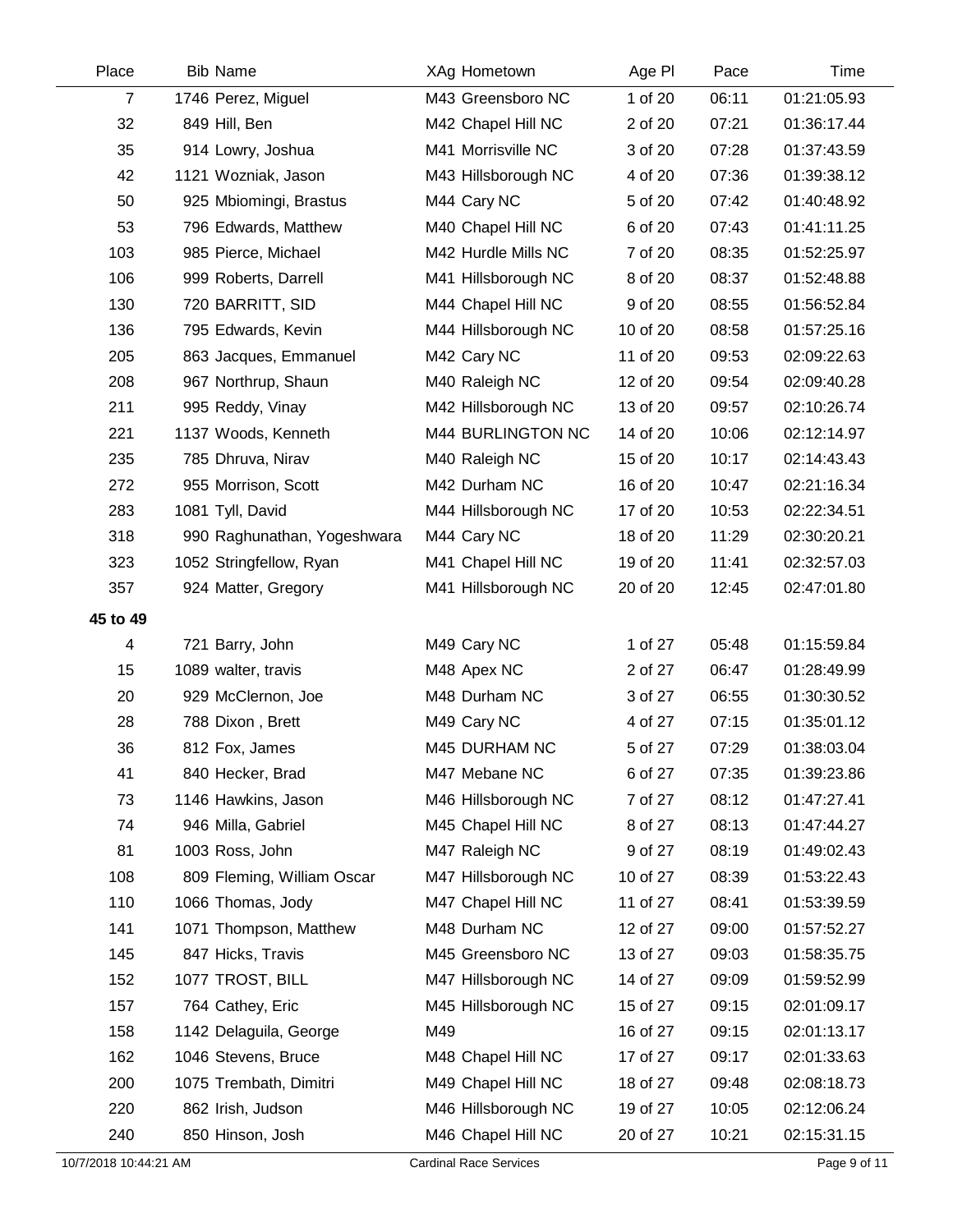| Place | Bib Name | XAg Hometown | Age Pl | Pace | Time |
|---|---|---|---|---|---|
| 7 | 1746 Perez, Miguel | M43 Greensboro NC | 1 of 20 | 06:11 | 01:21:05.93 |
| 32 | 849 Hill, Ben | M42 Chapel Hill NC | 2 of 20 | 07:21 | 01:36:17.44 |
| 35 | 914 Lowry, Joshua | M41 Morrisville NC | 3 of 20 | 07:28 | 01:37:43.59 |
| 42 | 1121 Wozniak, Jason | M43 Hillsborough NC | 4 of 20 | 07:36 | 01:39:38.12 |
| 50 | 925 Mbiomingi, Brastus | M44 Cary NC | 5 of 20 | 07:42 | 01:40:48.92 |
| 53 | 796 Edwards, Matthew | M40 Chapel Hill NC | 6 of 20 | 07:43 | 01:41:11.25 |
| 103 | 985 Pierce, Michael | M42 Hurdle Mills NC | 7 of 20 | 08:35 | 01:52:25.97 |
| 106 | 999 Roberts, Darrell | M41 Hillsborough NC | 8 of 20 | 08:37 | 01:52:48.88 |
| 130 | 720 BARRITT, SID | M44 Chapel Hill NC | 9 of 20 | 08:55 | 01:56:52.84 |
| 136 | 795 Edwards, Kevin | M44 Hillsborough NC | 10 of 20 | 08:58 | 01:57:25.16 |
| 205 | 863 Jacques, Emmanuel | M42 Cary NC | 11 of 20 | 09:53 | 02:09:22.63 |
| 208 | 967 Northrup, Shaun | M40 Raleigh NC | 12 of 20 | 09:54 | 02:09:40.28 |
| 211 | 995 Reddy, Vinay | M42 Hillsborough NC | 13 of 20 | 09:57 | 02:10:26.74 |
| 221 | 1137 Woods, Kenneth | M44 BURLINGTON NC | 14 of 20 | 10:06 | 02:12:14.97 |
| 235 | 785 Dhruva, Nirav | M40 Raleigh NC | 15 of 20 | 10:17 | 02:14:43.43 |
| 272 | 955 Morrison, Scott | M42 Durham NC | 16 of 20 | 10:47 | 02:21:16.34 |
| 283 | 1081 Tyll, David | M44 Hillsborough NC | 17 of 20 | 10:53 | 02:22:34.51 |
| 318 | 990 Raghunathan, Yogeshwara | M44 Cary NC | 18 of 20 | 11:29 | 02:30:20.21 |
| 323 | 1052 Stringfellow, Ryan | M41 Chapel Hill NC | 19 of 20 | 11:41 | 02:32:57.03 |
| 357 | 924 Matter, Gregory | M41 Hillsborough NC | 20 of 20 | 12:45 | 02:47:01.80 |
| **45 to 49** | | | | | |
| 4 | 721 Barry, John | M49 Cary NC | 1 of 27 | 05:48 | 01:15:59.84 |
| 15 | 1089 walter, travis | M48 Apex NC | 2 of 27 | 06:47 | 01:28:49.99 |
| 20 | 929 McClernon, Joe | M48 Durham NC | 3 of 27 | 06:55 | 01:30:30.52 |
| 28 | 788 Dixon , Brett | M49 Cary NC | 4 of 27 | 07:15 | 01:35:01.12 |
| 36 | 812 Fox, James | M45 DURHAM NC | 5 of 27 | 07:29 | 01:38:03.04 |
| 41 | 840 Hecker, Brad | M47 Mebane NC | 6 of 27 | 07:35 | 01:39:23.86 |
| 73 | 1146 Hawkins, Jason | M46 Hillsborough NC | 7 of 27 | 08:12 | 01:47:27.41 |
| 74 | 946 Milla, Gabriel | M45 Chapel Hill NC | 8 of 27 | 08:13 | 01:47:44.27 |
| 81 | 1003 Ross, John | M47 Raleigh NC | 9 of 27 | 08:19 | 01:49:02.43 |
| 108 | 809 Fleming, William Oscar | M47 Hillsborough NC | 10 of 27 | 08:39 | 01:53:22.43 |
| 110 | 1066 Thomas, Jody | M47 Chapel Hill NC | 11 of 27 | 08:41 | 01:53:39.59 |
| 141 | 1071 Thompson, Matthew | M48 Durham NC | 12 of 27 | 09:00 | 01:57:52.27 |
| 145 | 847 Hicks, Travis | M45 Greensboro NC | 13 of 27 | 09:03 | 01:58:35.75 |
| 152 | 1077 TROST, BILL | M47 Hillsborough NC | 14 of 27 | 09:09 | 01:59:52.99 |
| 157 | 764 Cathey, Eric | M45 Hillsborough NC | 15 of 27 | 09:15 | 02:01:09.17 |
| 158 | 1142 Delaguila, George | M49 | 16 of 27 | 09:15 | 02:01:13.17 |
| 162 | 1046 Stevens, Bruce | M48 Chapel Hill NC | 17 of 27 | 09:17 | 02:01:33.63 |
| 200 | 1075 Trembath, Dimitri | M49 Chapel Hill NC | 18 of 27 | 09:48 | 02:08:18.73 |
| 220 | 862 Irish, Judson | M46 Hillsborough NC | 19 of 27 | 10:05 | 02:12:06.24 |
| 240 | 850 Hinson, Josh | M46 Chapel Hill NC | 20 of 27 | 10:21 | 02:15:31.15 |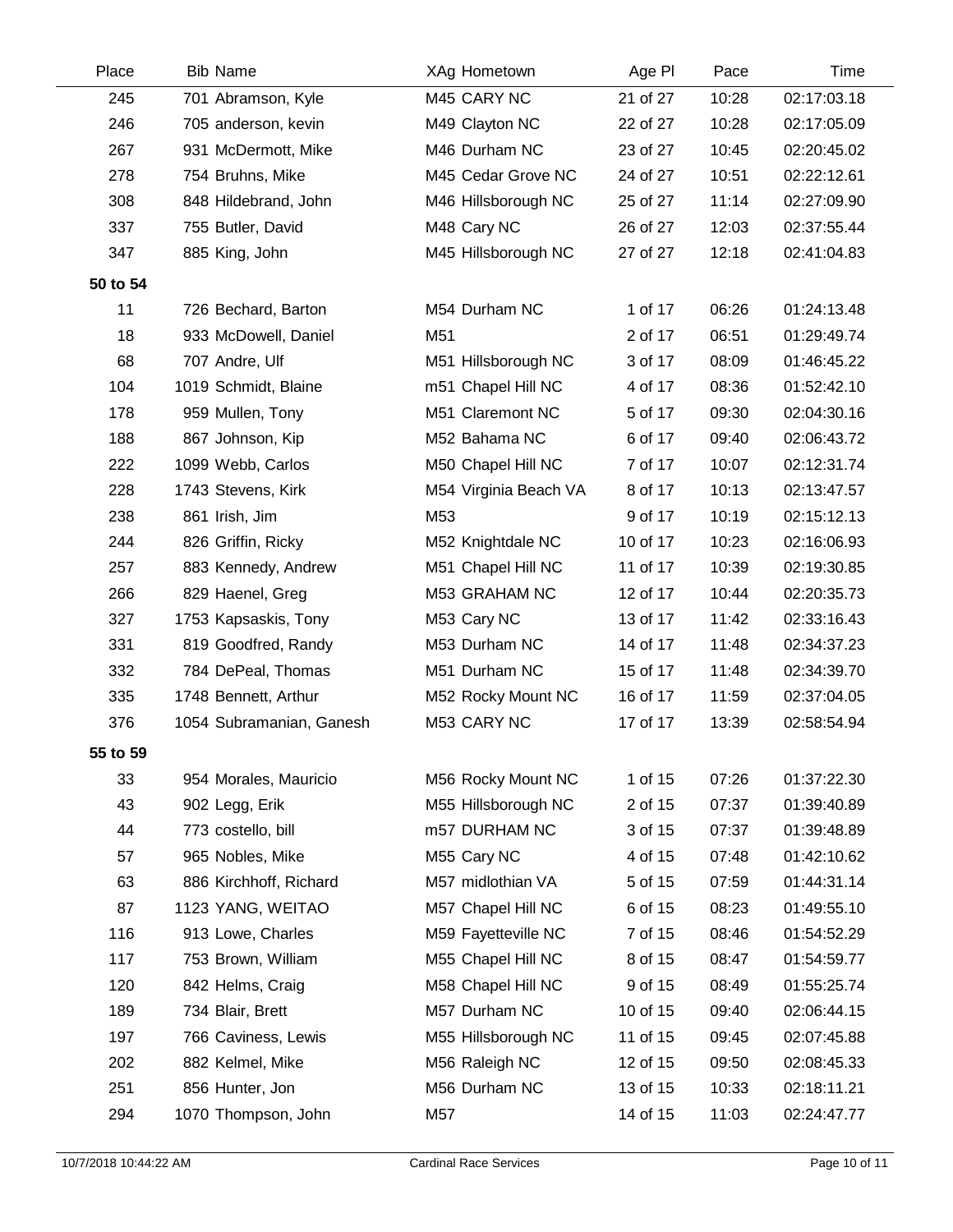| Place | Bib | Name | XAg | Hometown | Age Pl | Pace | Time |
|---|---|---|---|---|---|---|---|
| 245 | 701 | Abramson, Kyle | M45 | CARY NC | 21 of 27 | 10:28 | 02:17:03.18 |
| 246 | 705 | anderson, kevin | M49 | Clayton NC | 22 of 27 | 10:28 | 02:17:05.09 |
| 267 | 931 | McDermott, Mike | M46 | Durham NC | 23 of 27 | 10:45 | 02:20:45.02 |
| 278 | 754 | Bruhns, Mike | M45 | Cedar Grove NC | 24 of 27 | 10:51 | 02:22:12.61 |
| 308 | 848 | Hildebrand, John | M46 | Hillsborough NC | 25 of 27 | 11:14 | 02:27:09.90 |
| 337 | 755 | Butler, David | M48 | Cary NC | 26 of 27 | 12:03 | 02:37:55.44 |
| 347 | 885 | King, John | M45 | Hillsborough NC | 27 of 27 | 12:18 | 02:41:04.83 |
| **50 to 54** | | | | | | | |
| 11 | 726 | Bechard, Barton | M54 | Durham NC | 1 of 17 | 06:26 | 01:24:13.48 |
| 18 | 933 | McDowell, Daniel | M51 | | 2 of 17 | 06:51 | 01:29:49.74 |
| 68 | 707 | Andre, Ulf | M51 | Hillsborough NC | 3 of 17 | 08:09 | 01:46:45.22 |
| 104 | 1019 | Schmidt, Blaine | m51 | Chapel Hill NC | 4 of 17 | 08:36 | 01:52:42.10 |
| 178 | 959 | Mullen, Tony | M51 | Claremont NC | 5 of 17 | 09:30 | 02:04:30.16 |
| 188 | 867 | Johnson, Kip | M52 | Bahama NC | 6 of 17 | 09:40 | 02:06:43.72 |
| 222 | 1099 | Webb, Carlos | M50 | Chapel Hill NC | 7 of 17 | 10:07 | 02:12:31.74 |
| 228 | 1743 | Stevens, Kirk | M54 | Virginia Beach VA | 8 of 17 | 10:13 | 02:13:47.57 |
| 238 | 861 | Irish, Jim | M53 | | 9 of 17 | 10:19 | 02:15:12.13 |
| 244 | 826 | Griffin, Ricky | M52 | Knightdale NC | 10 of 17 | 10:23 | 02:16:06.93 |
| 257 | 883 | Kennedy, Andrew | M51 | Chapel Hill NC | 11 of 17 | 10:39 | 02:19:30.85 |
| 266 | 829 | Haenel, Greg | M53 | GRAHAM NC | 12 of 17 | 10:44 | 02:20:35.73 |
| 327 | 1753 | Kapsaskis, Tony | M53 | Cary NC | 13 of 17 | 11:42 | 02:33:16.43 |
| 331 | 819 | Goodfred, Randy | M53 | Durham NC | 14 of 17 | 11:48 | 02:34:37.23 |
| 332 | 784 | DePeal, Thomas | M51 | Durham NC | 15 of 17 | 11:48 | 02:34:39.70 |
| 335 | 1748 | Bennett, Arthur | M52 | Rocky Mount NC | 16 of 17 | 11:59 | 02:37:04.05 |
| 376 | 1054 | Subramanian, Ganesh | M53 | CARY NC | 17 of 17 | 13:39 | 02:58:54.94 |
| **55 to 59** | | | | | | | |
| 33 | 954 | Morales, Mauricio | M56 | Rocky Mount NC | 1 of 15 | 07:26 | 01:37:22.30 |
| 43 | 902 | Legg, Erik | M55 | Hillsborough NC | 2 of 15 | 07:37 | 01:39:40.89 |
| 44 | 773 | costello, bill | m57 | DURHAM NC | 3 of 15 | 07:37 | 01:39:48.89 |
| 57 | 965 | Nobles, Mike | M55 | Cary NC | 4 of 15 | 07:48 | 01:42:10.62 |
| 63 | 886 | Kirchhoff, Richard | M57 | midlothian VA | 5 of 15 | 07:59 | 01:44:31.14 |
| 87 | 1123 | YANG, WEITAO | M57 | Chapel Hill NC | 6 of 15 | 08:23 | 01:49:55.10 |
| 116 | 913 | Lowe, Charles | M59 | Fayetteville NC | 7 of 15 | 08:46 | 01:54:52.29 |
| 117 | 753 | Brown, William | M55 | Chapel Hill NC | 8 of 15 | 08:47 | 01:54:59.77 |
| 120 | 842 | Helms, Craig | M58 | Chapel Hill NC | 9 of 15 | 08:49 | 01:55:25.74 |
| 189 | 734 | Blair, Brett | M57 | Durham NC | 10 of 15 | 09:40 | 02:06:44.15 |
| 197 | 766 | Caviness, Lewis | M55 | Hillsborough NC | 11 of 15 | 09:45 | 02:07:45.88 |
| 202 | 882 | Kelmel, Mike | M56 | Raleigh NC | 12 of 15 | 09:50 | 02:08:45.33 |
| 251 | 856 | Hunter, Jon | M56 | Durham NC | 13 of 15 | 10:33 | 02:18:11.21 |
| 294 | 1070 | Thompson, John | M57 | | 14 of 15 | 11:03 | 02:24:47.77 |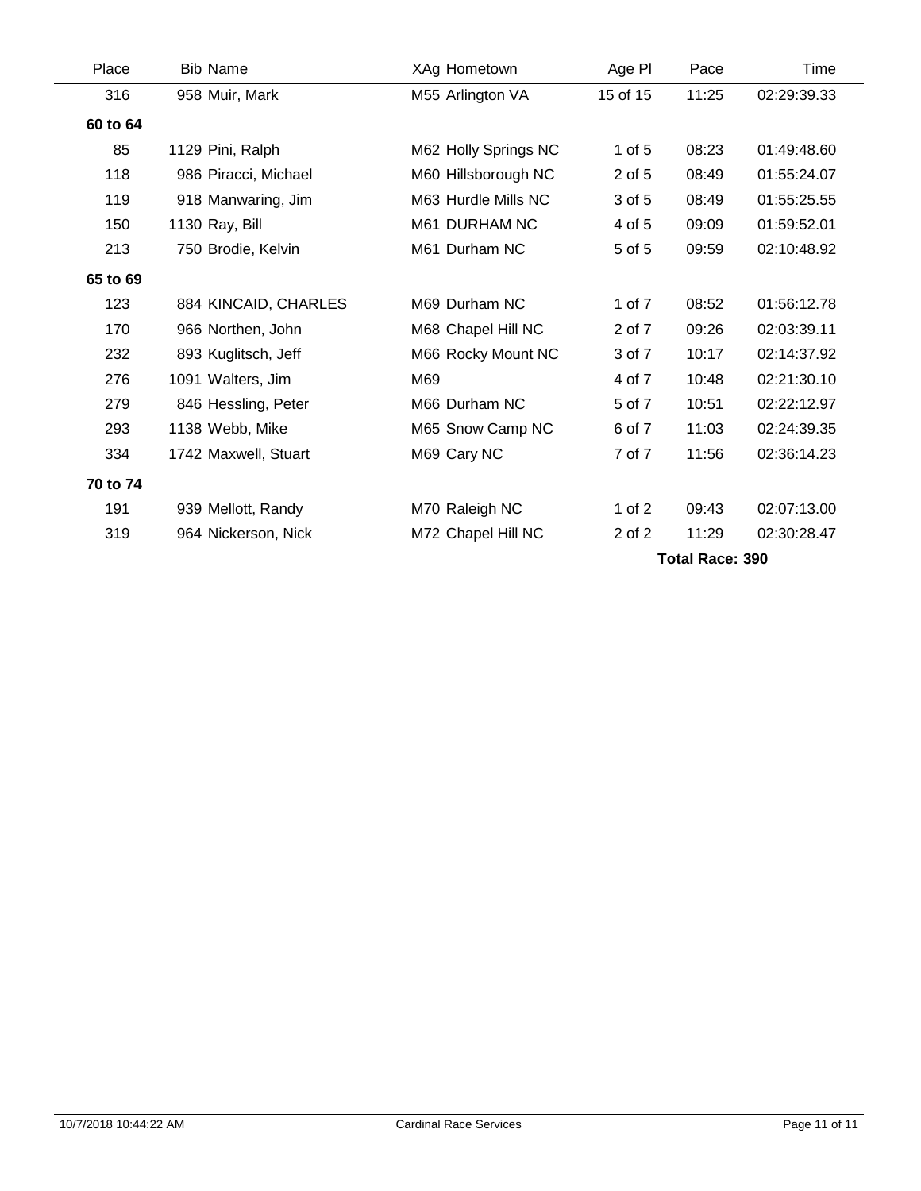| Place | Bib | Name | XAg | Hometown | Age Pl | Pace | Time |
|---|---|---|---|---|---|---|---|
| 316 | 958 | Muir, Mark | M55 | Arlington VA | 15 of 15 | 11:25 | 02:29:39.33 |
| **60 to 64** | | | | | | | |
| 85 | 1129 | Pini, Ralph | M62 | Holly Springs NC | 1 of 5 | 08:23 | 01:49:48.60 |
| 118 | 986 | Piracci, Michael | M60 | Hillsborough NC | 2 of 5 | 08:49 | 01:55:24.07 |
| 119 | 918 | Manwaring, Jim | M63 | Hurdle Mills NC | 3 of 5 | 08:49 | 01:55:25.55 |
| 150 | 1130 | Ray, Bill | M61 | DURHAM NC | 4 of 5 | 09:09 | 01:59:52.01 |
| 213 | 750 | Brodie, Kelvin | M61 | Durham NC | 5 of 5 | 09:59 | 02:10:48.92 |
| **65 to 69** | | | | | | | |
| 123 | 884 | KINCAID, CHARLES | M69 | Durham NC | 1 of 7 | 08:52 | 01:56:12.78 |
| 170 | 966 | Northen, John | M68 | Chapel Hill NC | 2 of 7 | 09:26 | 02:03:39.11 |
| 232 | 893 | Kuglitsch, Jeff | M66 | Rocky Mount NC | 3 of 7 | 10:17 | 02:14:37.92 |
| 276 | 1091 | Walters, Jim | M69 | | 4 of 7 | 10:48 | 02:21:30.10 |
| 279 | 846 | Hessling, Peter | M66 | Durham NC | 5 of 7 | 10:51 | 02:22:12.97 |
| 293 | 1138 | Webb, Mike | M65 | Snow Camp NC | 6 of 7 | 11:03 | 02:24:39.35 |
| 334 | 1742 | Maxwell, Stuart | M69 | Cary NC | 7 of 7 | 11:56 | 02:36:14.23 |
| **70 to 74** | | | | | | | |
| 191 | 939 | Mellott, Randy | M70 | Raleigh NC | 1 of 2 | 09:43 | 02:07:13.00 |
| 319 | 964 | Nickerson, Nick | M72 | Chapel Hill NC | 2 of 2 | 11:29 | 02:30:28.47 |

**Total Race: 390**